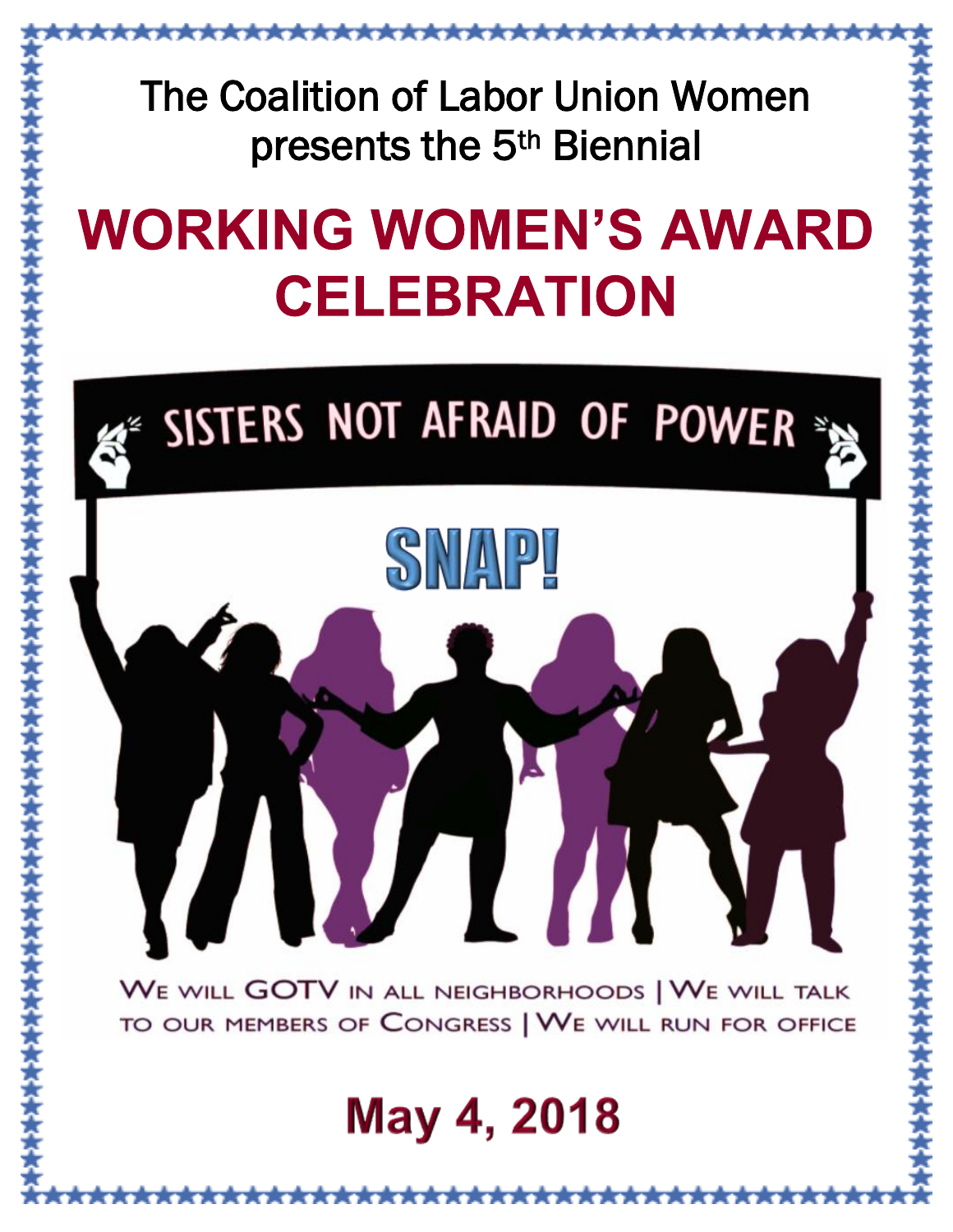The Coalition of Labor Union Women presents the 5th Biennial

# WORKING WOMEN'S AWARD CELEBRATION

SISTERS NOT AFRAID OF POWER

SNAP!

WE WILL GOTV IN ALL NEIGHBORHOODS | WE WILL TALK TO OUR MEMBERS OF CONGRESS | WE WILL RUN FOR OFFICE

## May 4, 2018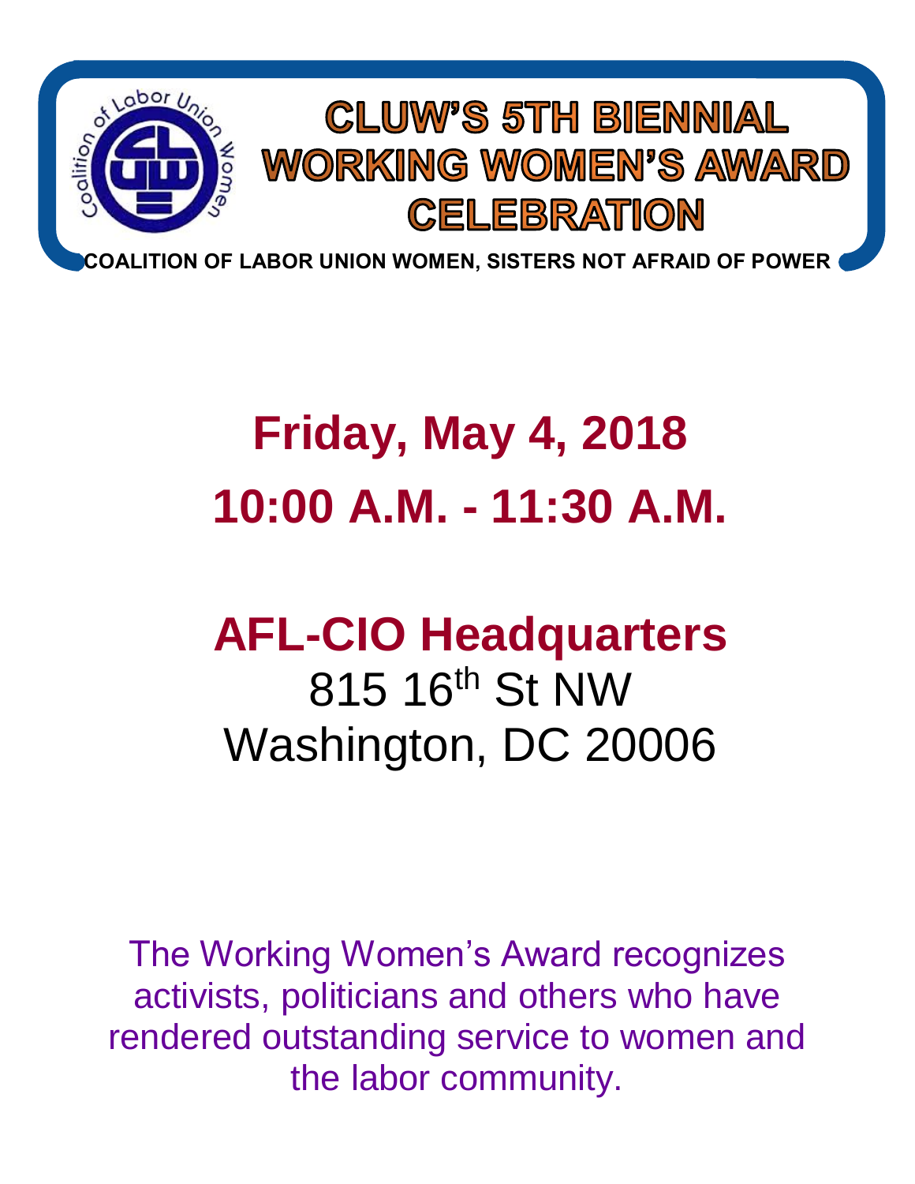# CLUW'S 5TH BIENNIAL WORKING WOMEN'S AWARD CELEBRATION

**COALITION OF LABOR UNION WOMEN, SISTERS NOT AFRAID OF POWER**

## Friday, May 4, 2018

## 10:00 A.M. - 11:30 A.M.

## AFL-CIO Headquarters

815 16th St NW
Washington, DC 20006

The Working Women's Award recognizes activists, politicians and others who have rendered outstanding service to women and the labor community.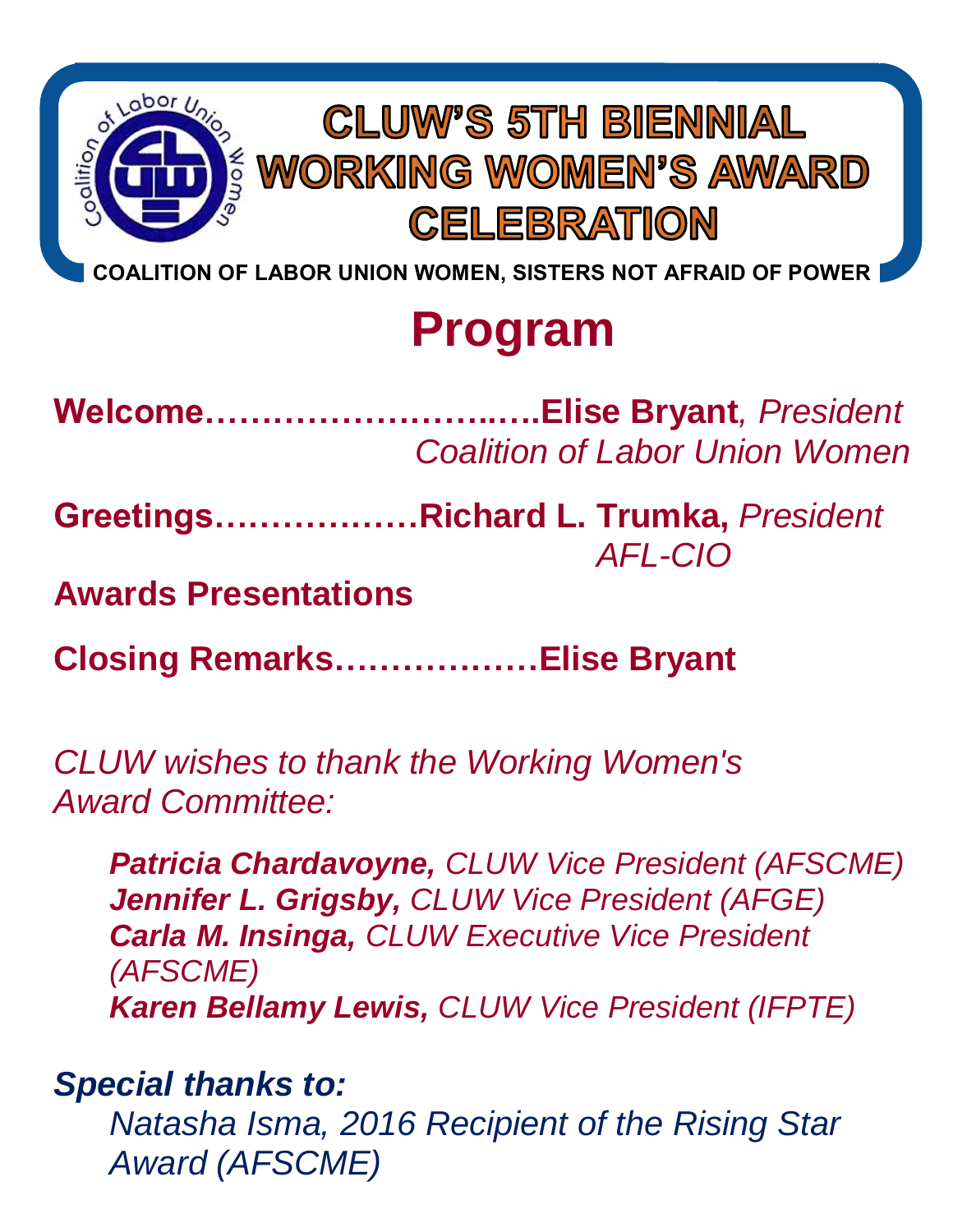# CLUW'S 5TH BIENNIAL WORKING WOMEN'S AWARD CELEBRATION

**COALITION OF LABOR UNION WOMEN, SISTERS NOT AFRAID OF POWER**

## Program

**Welcome……………………..….Elise Bryant**, *President Coalition of Labor Union Women*

**Greetings………………Richard L. Trumka,** *President AFL-CIO*

**Awards Presentations**

**Closing Remarks………………Elise Bryant**

*CLUW wishes to thank the Working Women's Award Committee:*

***Patricia Chardavoyne,*** *CLUW Vice President (AFSCME)*
***Jennifer L. Grigsby,*** *CLUW Vice President (AFGE)*
***Carla M. Insinga,*** *CLUW Executive Vice President (AFSCME)*
***Karen Bellamy Lewis,*** *CLUW Vice President (IFPTE)*

***Special thanks to:***

*Natasha Isma, 2016 Recipient of the Rising Star Award (AFSCME)*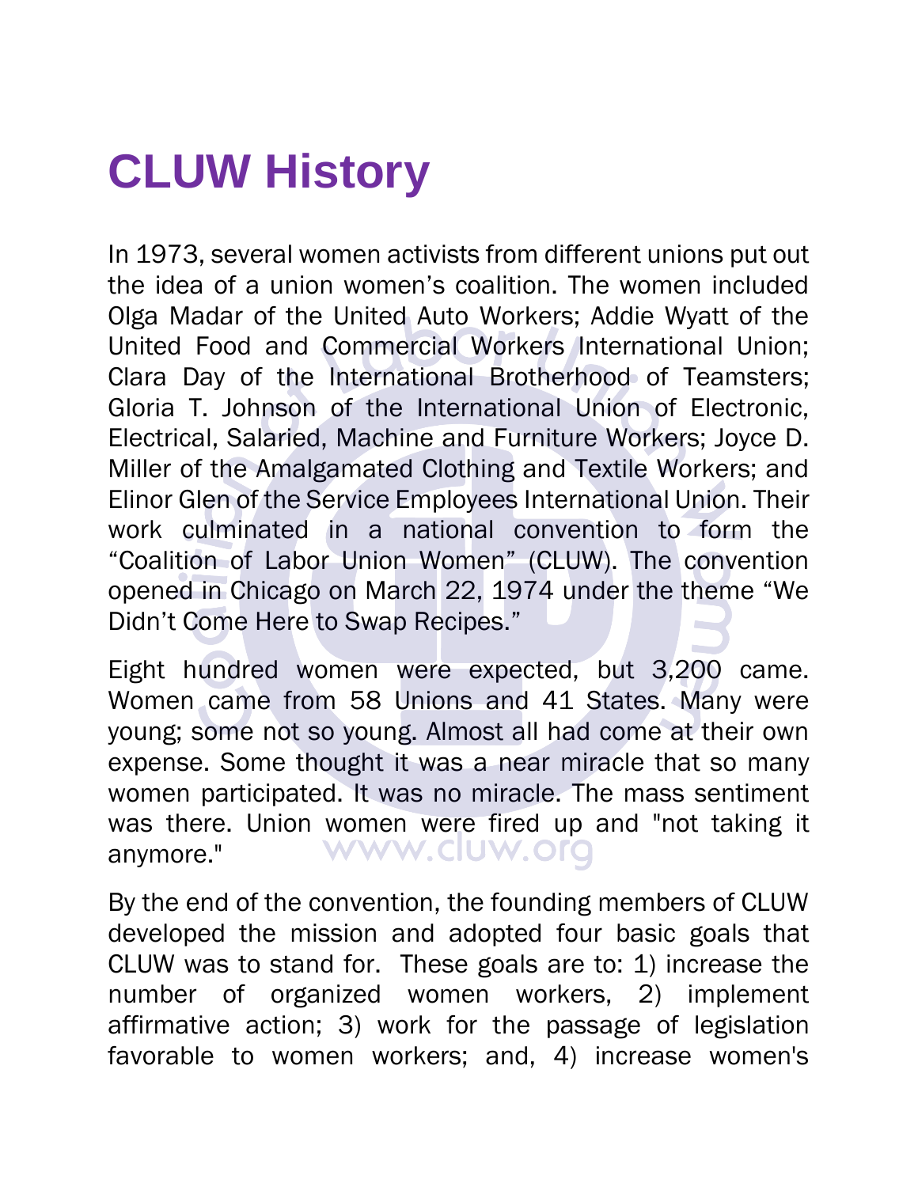# CLUW History

In 1973, several women activists from different unions put out the idea of a union women's coalition. The women included Olga Madar of the United Auto Workers; Addie Wyatt of the United Food and Commercial Workers International Union; Clara Day of the International Brotherhood of Teamsters; Gloria T. Johnson of the International Union of Electronic, Electrical, Salaried, Machine and Furniture Workers; Joyce D. Miller of the Amalgamated Clothing and Textile Workers; and Elinor Glen of the Service Employees International Union. Their work culminated in a national convention to form the "Coalition of Labor Union Women" (CLUW). The convention opened in Chicago on March 22, 1974 under the theme "We Didn't Come Here to Swap Recipes."

Eight hundred women were expected, but 3,200 came. Women came from 58 Unions and 41 States. Many were young; some not so young. Almost all had come at their own expense. Some thought it was a near miracle that so many women participated. It was no miracle. The mass sentiment was there. Union women were fired up and "not taking it anymore."

By the end of the convention, the founding members of CLUW developed the mission and adopted four basic goals that CLUW was to stand for. These goals are to: 1) increase the number of organized women workers, 2) implement affirmative action; 3) work for the passage of legislation favorable to women workers; and, 4) increase women's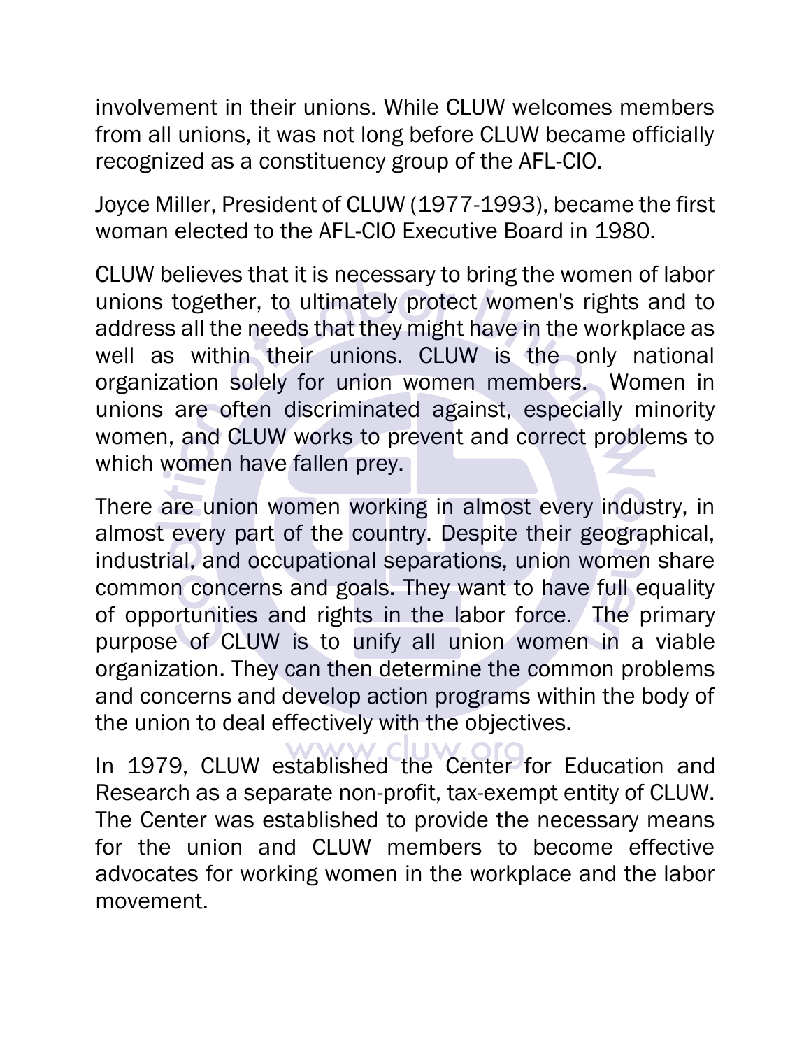involvement in their unions. While CLUW welcomes members from all unions, it was not long before CLUW became officially recognized as a constituency group of the AFL-CIO.

Joyce Miller, President of CLUW (1977-1993), became the first woman elected to the AFL-CIO Executive Board in 1980.

CLUW believes that it is necessary to bring the women of labor unions together, to ultimately protect women's rights and to address all the needs that they might have in the workplace as well as within their unions. CLUW is the only national organization solely for union women members. Women in unions are often discriminated against, especially minority women, and CLUW works to prevent and correct problems to which women have fallen prey.

There are union women working in almost every industry, in almost every part of the country. Despite their geographical, industrial, and occupational separations, union women share common concerns and goals. They want to have full equality of opportunities and rights in the labor force. The primary purpose of CLUW is to unify all union women in a viable organization. They can then determine the common problems and concerns and develop action programs within the body of the union to deal effectively with the objectives.

In 1979, CLUW established the Center for Education and Research as a separate non-profit, tax-exempt entity of CLUW. The Center was established to provide the necessary means for the union and CLUW members to become effective advocates for working women in the workplace and the labor movement.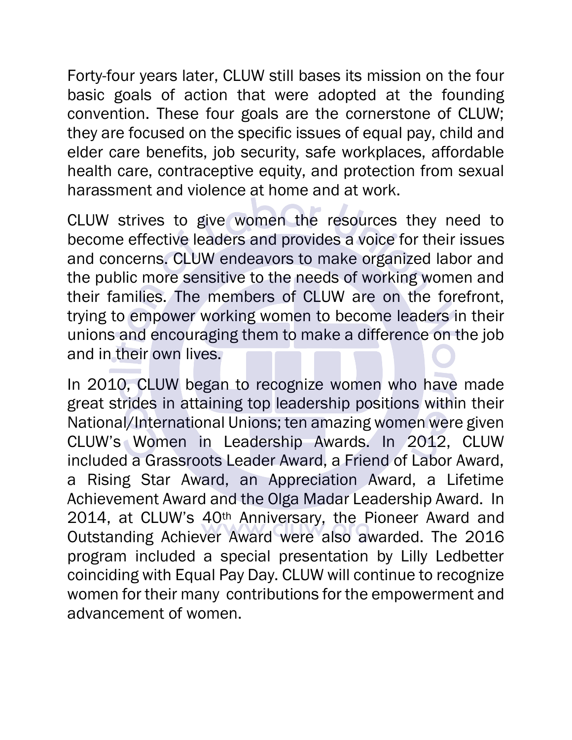Forty-four years later, CLUW still bases its mission on the four basic goals of action that were adopted at the founding convention. These four goals are the cornerstone of CLUW; they are focused on the specific issues of equal pay, child and elder care benefits, job security, safe workplaces, affordable health care, contraceptive equity, and protection from sexual harassment and violence at home and at work.

CLUW strives to give women the resources they need to become effective leaders and provides a voice for their issues and concerns. CLUW endeavors to make organized labor and the public more sensitive to the needs of working women and their families. The members of CLUW are on the forefront, trying to empower working women to become leaders in their unions and encouraging them to make a difference on the job and in their own lives.

In 2010, CLUW began to recognize women who have made great strides in attaining top leadership positions within their National/International Unions; ten amazing women were given CLUW's Women in Leadership Awards. In 2012, CLUW included a Grassroots Leader Award, a Friend of Labor Award, a Rising Star Award, an Appreciation Award, a Lifetime Achievement Award and the Olga Madar Leadership Award. In 2014, at CLUW's 40th Anniversary, the Pioneer Award and Outstanding Achiever Award were also awarded. The 2016 program included a special presentation by Lilly Ledbetter coinciding with Equal Pay Day. CLUW will continue to recognize women for their many contributions for the empowerment and advancement of women.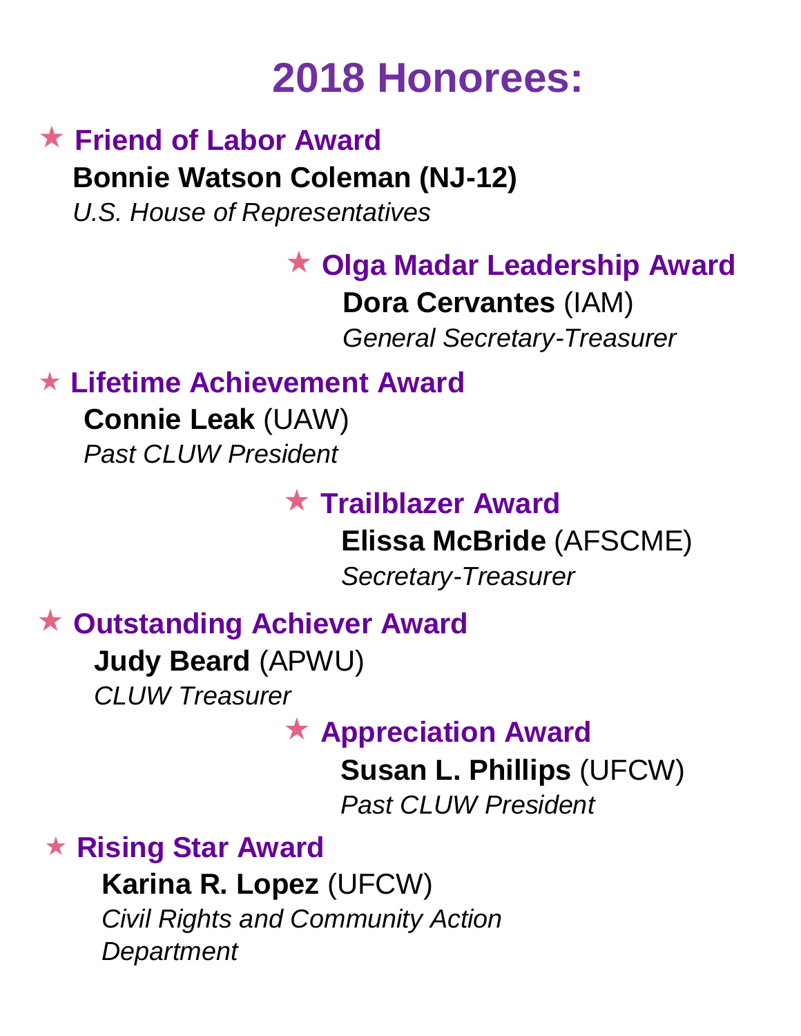# 2018 Honorees:

### ★ Friend of Labor Award

**Bonnie Watson Coleman (NJ-12)**
*U.S. House of Representatives*

### ★ Olga Madar Leadership Award

**Dora Cervantes** (IAM)
*General Secretary-Treasurer*

### ★ Lifetime Achievement Award

**Connie Leak** (UAW)
*Past CLUW President*

### ★ Trailblazer Award

**Elissa McBride** (AFSCME)
*Secretary-Treasurer*

### ★ Outstanding Achiever Award

**Judy Beard** (APWU)
*CLUW Treasurer*

### ★ Appreciation Award

**Susan L. Phillips** (UFCW)
*Past CLUW President*

### ★ Rising Star Award

**Karina R. Lopez** (UFCW)
*Civil Rights and Community Action Department*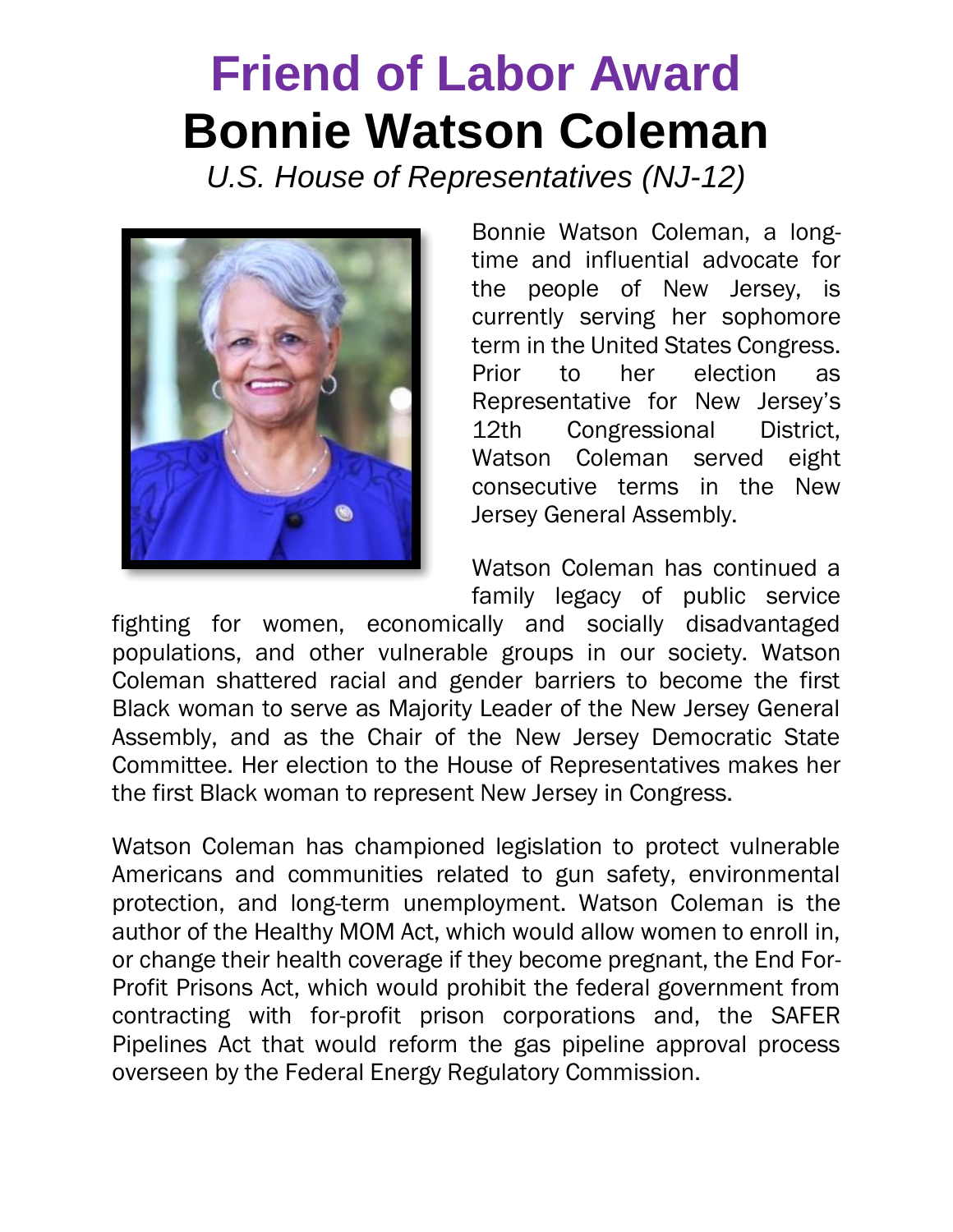# Friend of Labor Award

# Bonnie Watson Coleman

*U.S. House of Representatives (NJ-12)*

Bonnie Watson Coleman, a long-time and influential advocate for the people of New Jersey, is currently serving her sophomore term in the United States Congress. Prior to her election as Representative for New Jersey's 12th Congressional District, Watson Coleman served eight consecutive terms in the New Jersey General Assembly.

Watson Coleman has continued a family legacy of public service fighting for women, economically and socially disadvantaged populations, and other vulnerable groups in our society. Watson Coleman shattered racial and gender barriers to become the first Black woman to serve as Majority Leader of the New Jersey General Assembly, and as the Chair of the New Jersey Democratic State Committee. Her election to the House of Representatives makes her the first Black woman to represent New Jersey in Congress.

Watson Coleman has championed legislation to protect vulnerable Americans and communities related to gun safety, environmental protection, and long-term unemployment. Watson Coleman is the author of the Healthy MOM Act, which would allow women to enroll in, or change their health coverage if they become pregnant, the End For-Profit Prisons Act, which would prohibit the federal government from contracting with for-profit prison corporations and, the SAFER Pipelines Act that would reform the gas pipeline approval process overseen by the Federal Energy Regulatory Commission.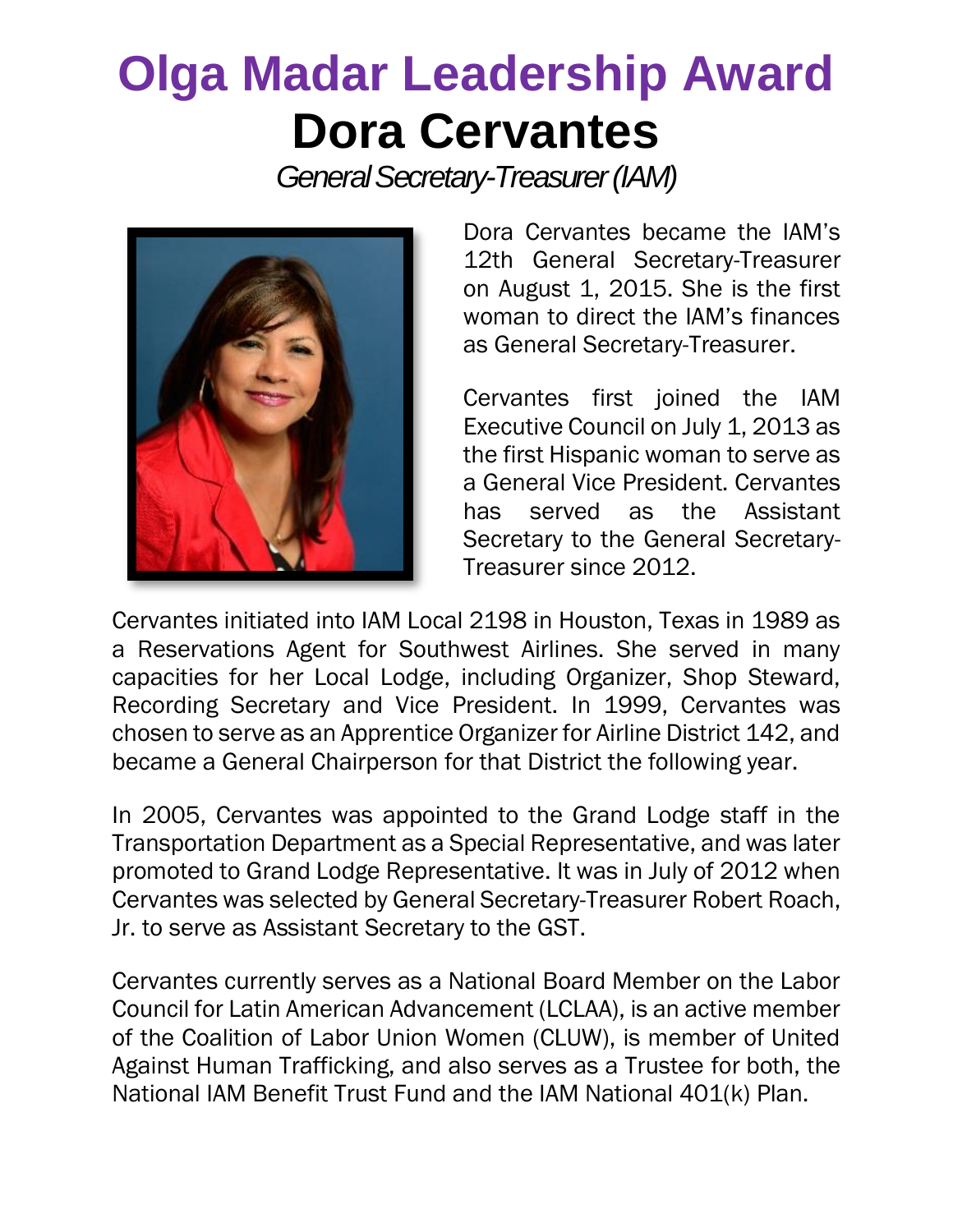# Olga Madar Leadership Award

# Dora Cervantes

*General Secretary-Treasurer (IAM)*

Dora Cervantes became the IAM's 12th General Secretary-Treasurer on August 1, 2015. She is the first woman to direct the IAM's finances as General Secretary-Treasurer.

Cervantes first joined the IAM Executive Council on July 1, 2013 as the first Hispanic woman to serve as a General Vice President. Cervantes has served as the Assistant Secretary to the General Secretary-Treasurer since 2012.

Cervantes initiated into IAM Local 2198 in Houston, Texas in 1989 as a Reservations Agent for Southwest Airlines. She served in many capacities for her Local Lodge, including Organizer, Shop Steward, Recording Secretary and Vice President. In 1999, Cervantes was chosen to serve as an Apprentice Organizer for Airline District 142, and became a General Chairperson for that District the following year.

In 2005, Cervantes was appointed to the Grand Lodge staff in the Transportation Department as a Special Representative, and was later promoted to Grand Lodge Representative. It was in July of 2012 when Cervantes was selected by General Secretary-Treasurer Robert Roach, Jr. to serve as Assistant Secretary to the GST.

Cervantes currently serves as a National Board Member on the Labor Council for Latin American Advancement (LCLAA), is an active member of the Coalition of Labor Union Women (CLUW), is member of United Against Human Trafficking, and also serves as a Trustee for both, the National IAM Benefit Trust Fund and the IAM National 401(k) Plan.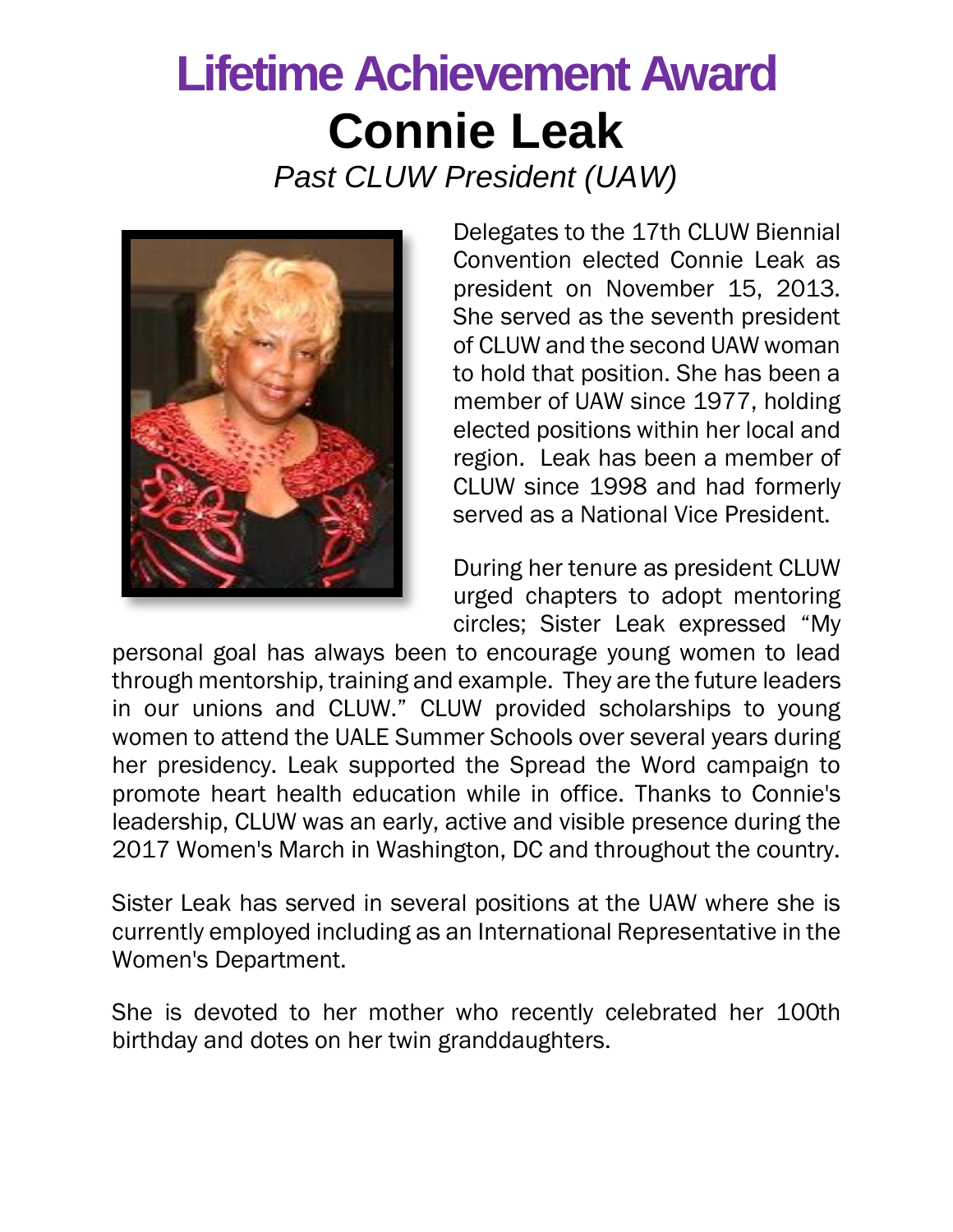# Lifetime Achievement Award

## Connie Leak

*Past CLUW President (UAW)*

Delegates to the 17th CLUW Biennial Convention elected Connie Leak as president on November 15, 2013. She served as the seventh president of CLUW and the second UAW woman to hold that position. She has been a member of UAW since 1977, holding elected positions within her local and region. Leak has been a member of CLUW since 1998 and had formerly served as a National Vice President.

During her tenure as president CLUW urged chapters to adopt mentoring circles; Sister Leak expressed "My personal goal has always been to encourage young women to lead through mentorship, training and example. They are the future leaders in our unions and CLUW." CLUW provided scholarships to young women to attend the UALE Summer Schools over several years during her presidency. Leak supported the Spread the Word campaign to promote heart health education while in office. Thanks to Connie's leadership, CLUW was an early, active and visible presence during the 2017 Women's March in Washington, DC and throughout the country.

Sister Leak has served in several positions at the UAW where she is currently employed including as an International Representative in the Women's Department.

She is devoted to her mother who recently celebrated her 100th birthday and dotes on her twin granddaughters.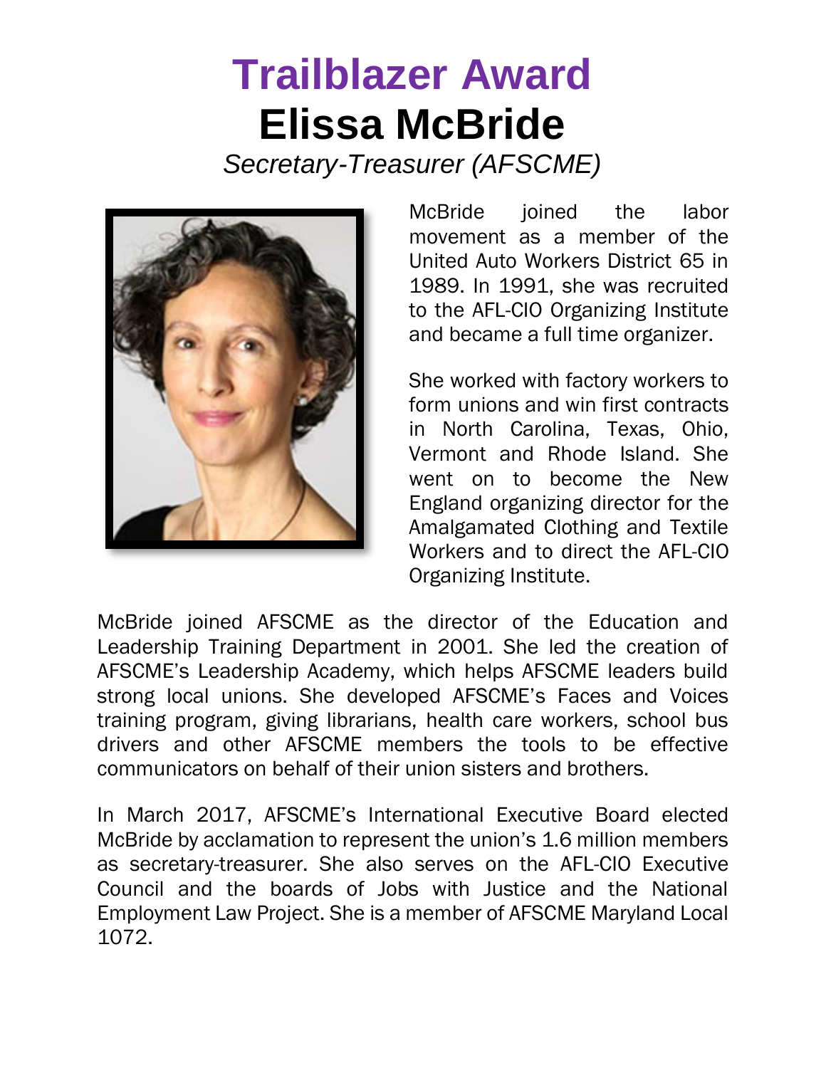# Trailblazer Award

## Elissa McBride

*Secretary-Treasurer (AFSCME)*

McBride joined the labor movement as a member of the United Auto Workers District 65 in 1989. In 1991, she was recruited to the AFL-CIO Organizing Institute and became a full time organizer.

She worked with factory workers to form unions and win first contracts in North Carolina, Texas, Ohio, Vermont and Rhode Island. She went on to become the New England organizing director for the Amalgamated Clothing and Textile Workers and to direct the AFL-CIO Organizing Institute.

McBride joined AFSCME as the director of the Education and Leadership Training Department in 2001. She led the creation of AFSCME's Leadership Academy, which helps AFSCME leaders build strong local unions. She developed AFSCME's Faces and Voices training program, giving librarians, health care workers, school bus drivers and other AFSCME members the tools to be effective communicators on behalf of their union sisters and brothers.

In March 2017, AFSCME's International Executive Board elected McBride by acclamation to represent the union's 1.6 million members as secretary-treasurer. She also serves on the AFL-CIO Executive Council and the boards of Jobs with Justice and the National Employment Law Project. She is a member of AFSCME Maryland Local 1072.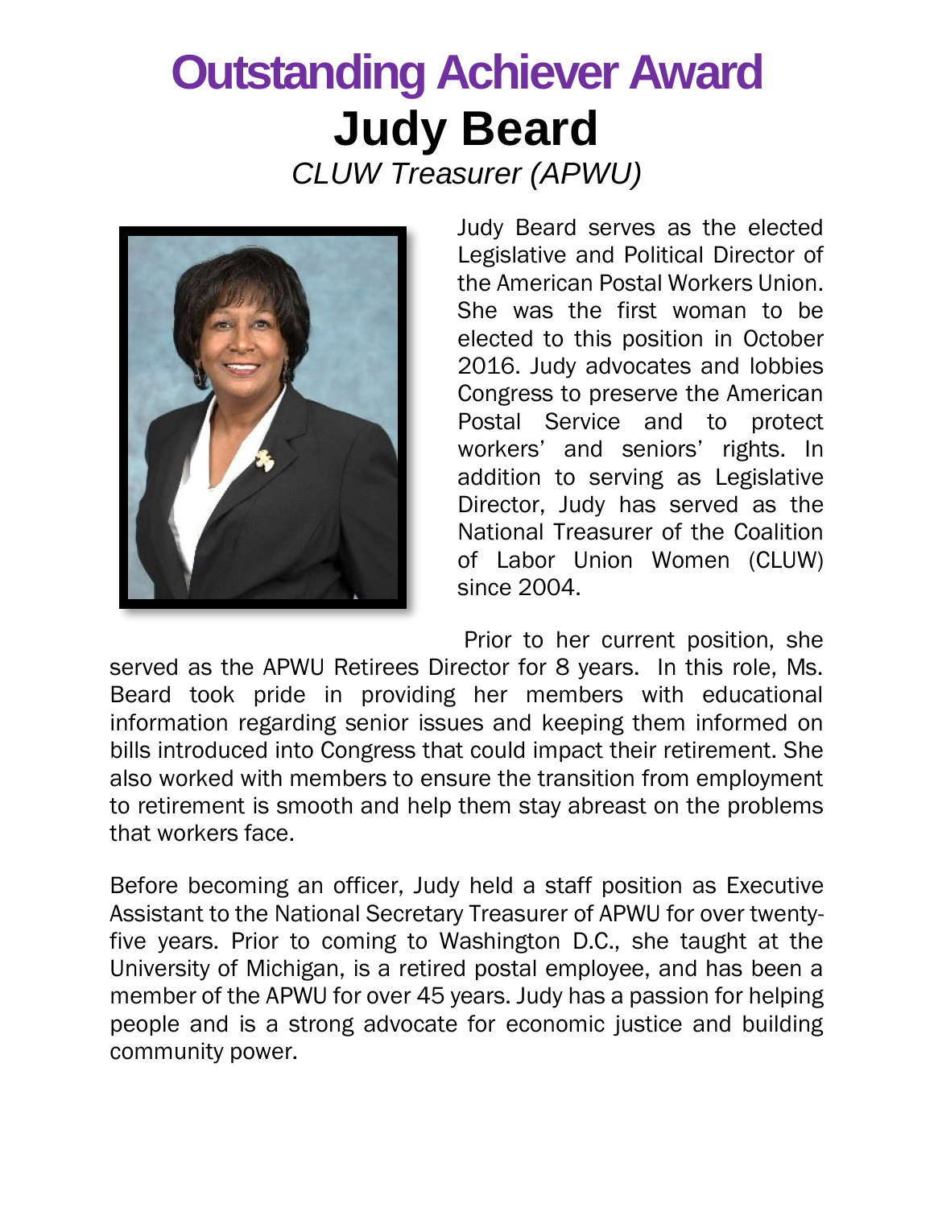# Outstanding Achiever Award

## Judy Beard

*CLUW Treasurer (APWU)*

Judy Beard serves as the elected Legislative and Political Director of the American Postal Workers Union. She was the first woman to be elected to this position in October 2016. Judy advocates and lobbies Congress to preserve the American Postal Service and to protect workers' and seniors' rights. In addition to serving as Legislative Direction, Judy has served as the National Treasurer of the Coalition of Labor Union Women (CLUW) since 2004.

Prior to her current position, she served as the APWU Retirees Director for 8 years. In this role, Ms. Beard took pride in providing her members with educational information regarding senior issues and keeping them informed on bills introduced into Congress that could impact their retirement. She also worked with members to ensure the transition from employment to retirement is smooth and help them stay abreast on the problems that workers face.

Before becoming an officer, Judy held a staff position as Executive Assistant to the National Secretary Treasurer of APWU for over twenty-five years. Prior to coming to Washington D.C., she taught at the University of Michigan, is a retired postal employee, and has been a member of the APWU for over 45 years. Judy has a passion for helping people and is a strong advocate for economic justice and building community power.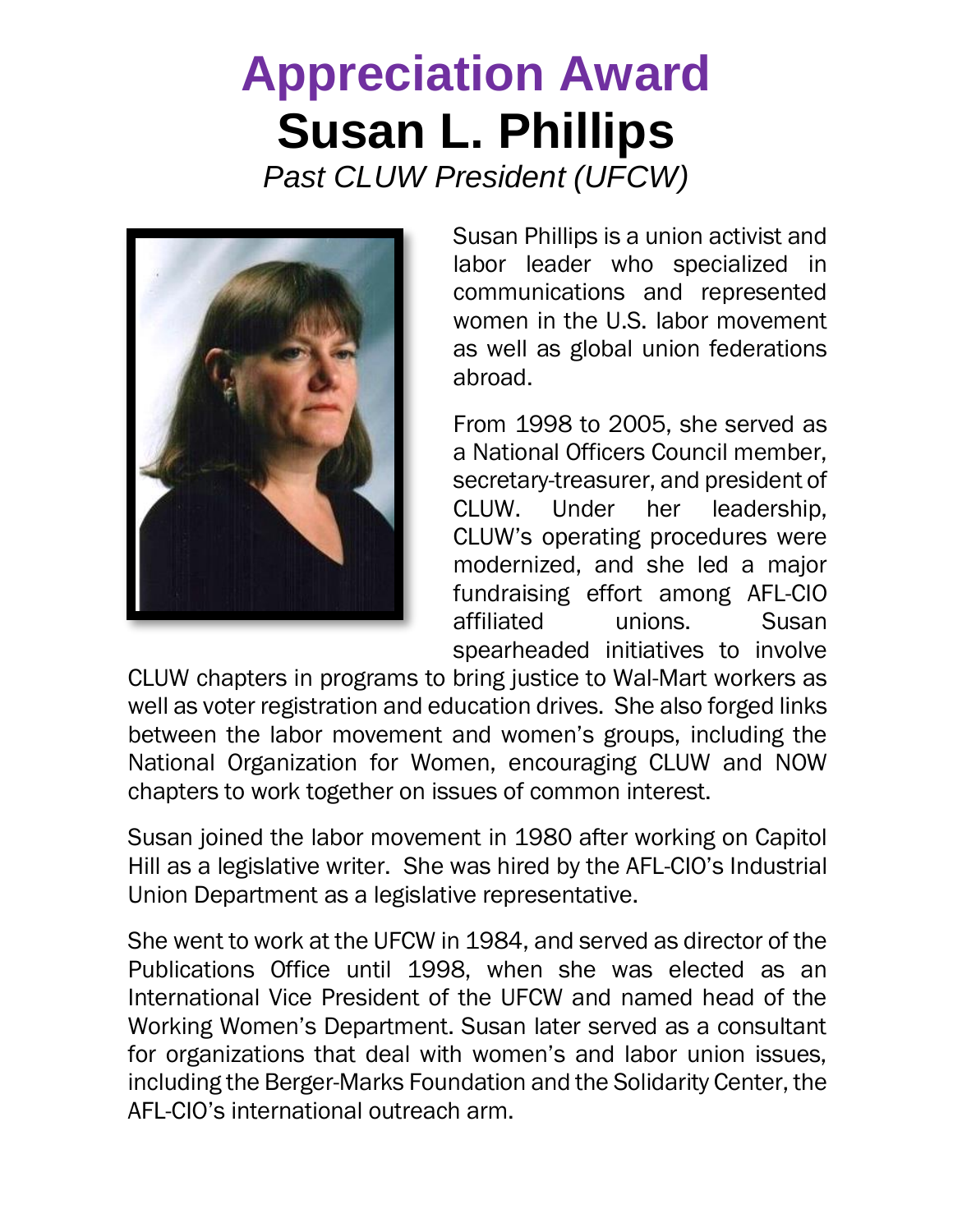# Appreciation Award

## Susan L. Phillips

*Past CLUW President (UFCW)*

Susan Phillips is a union activist and labor leader who specialized in communications and represented women in the U.S. labor movement as well as global union federations abroad.

From 1998 to 2005, she served as a National Officers Council member, secretary-treasurer, and president of CLUW. Under her leadership, CLUW's operating procedures were modernized, and she led a major fundraising effort among AFL-CIO affiliated unions. Susan spearheaded initiatives to involve CLUW chapters in programs to bring justice to Wal-Mart workers as well as voter registration and education drives. She also forged links between the labor movement and women's groups, including the National Organization for Women, encouraging CLUW and NOW chapters to work together on issues of common interest.

Susan joined the labor movement in 1980 after working on Capitol Hill as a legislative writer. She was hired by the AFL-CIO's Industrial Union Department as a legislative representative.

She went to work at the UFCW in 1984, and served as director of the Publications Office until 1998, when she was elected as an International Vice President of the UFCW and named head of the Working Women's Department. Susan later served as a consultant for organizations that deal with women's and labor union issues, including the Berger-Marks Foundation and the Solidarity Center, the AFL-CIO's international outreach arm.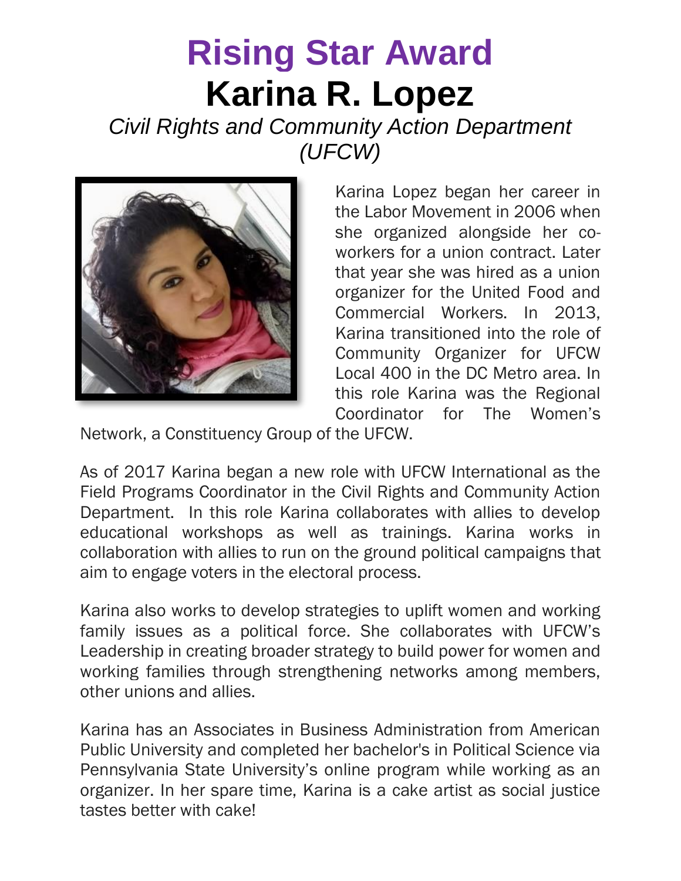# Rising Star Award

# Karina R. Lopez

*Civil Rights and Community Action Department (UFCW)*

Karina Lopez began her career in the Labor Movement in 2006 when she organized alongside her co-workers for a union contract. Later that year she was hired as a union organizer for the United Food and Commercial Workers. In 2013, Karina transitioned into the role of Community Organizer for UFCW Local 400 in the DC Metro area. In this role Karina was the Regional Coordinator for The Women's Network, a Constituency Group of the UFCW.

As of 2017 Karina began a new role with UFCW International as the Field Programs Coordinator in the Civil Rights and Community Action Department. In this role Karina collaborates with allies to develop educational workshops as well as trainings. Karina works in collaboration with allies to run on the ground political campaigns that aim to engage voters in the electoral process.

Karina also works to develop strategies to uplift women and working family issues as a political force. She collaborates with UFCW's Leadership in creating broader strategy to build power for women and working families through strengthening networks among members, other unions and allies.

Karina has an Associates in Business Administration from American Public University and completed her bachelor's in Political Science via Pennsylvania State University's online program while working as an organizer. In her spare time, Karina is a cake artist as social justice tastes better with cake!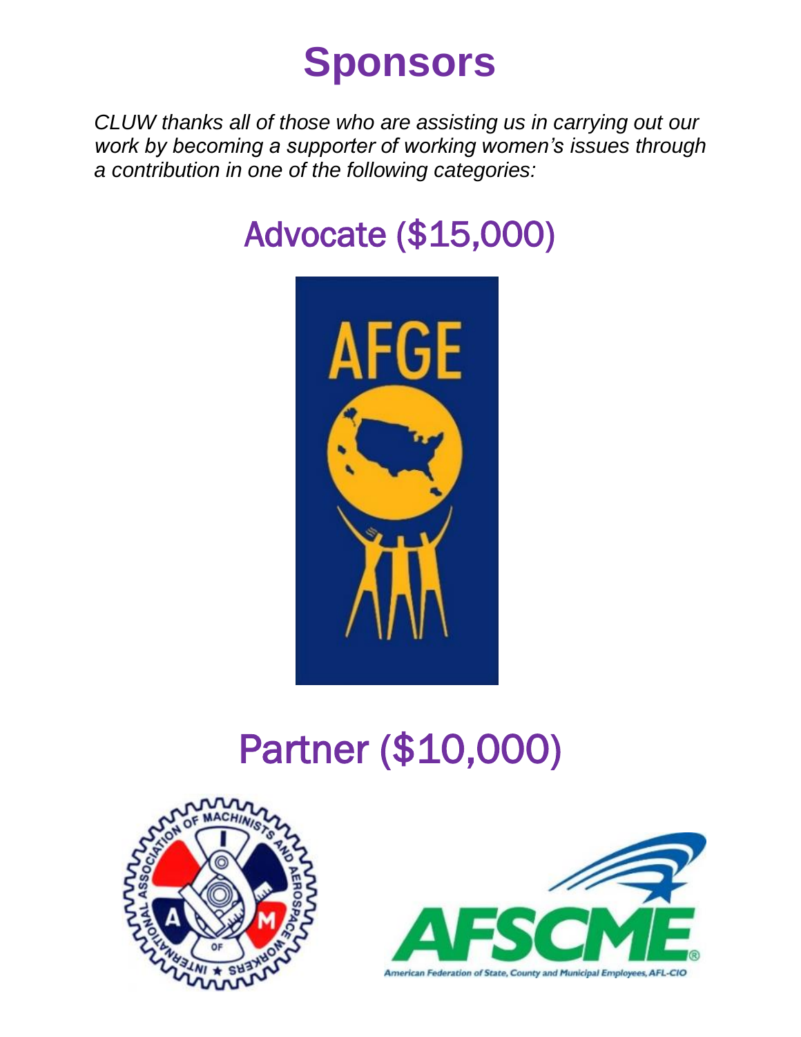# Sponsors

*CLUW thanks all of those who are assisting us in carrying out our work by becoming a supporter of working women's issues through a contribution in one of the following categories:*

## Advocate ($15,000)

## Partner ($10,000)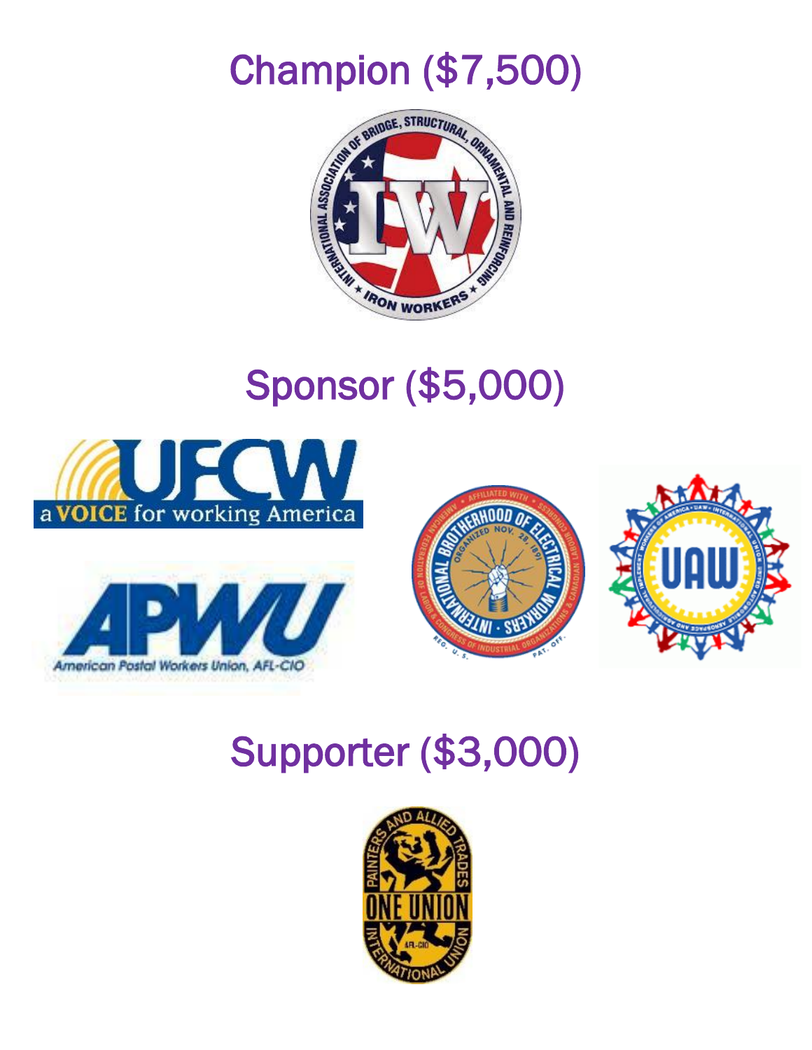## Champion ($7,500)

## Sponsor ($5,000)

## Supporter ($3,000)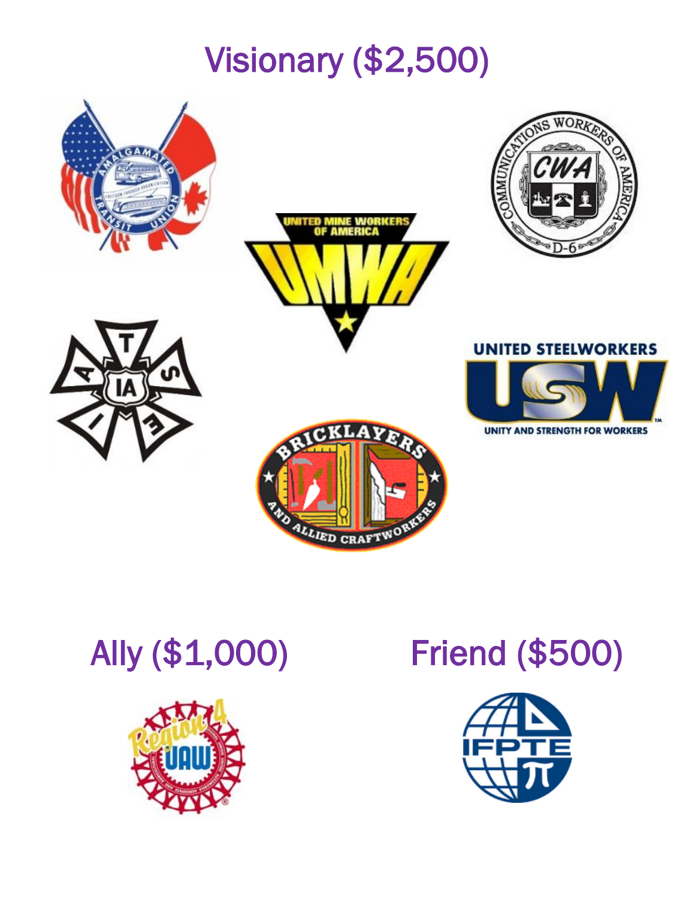## Visionary ($2,500)

## Ally ($1,000)

## Friend ($500)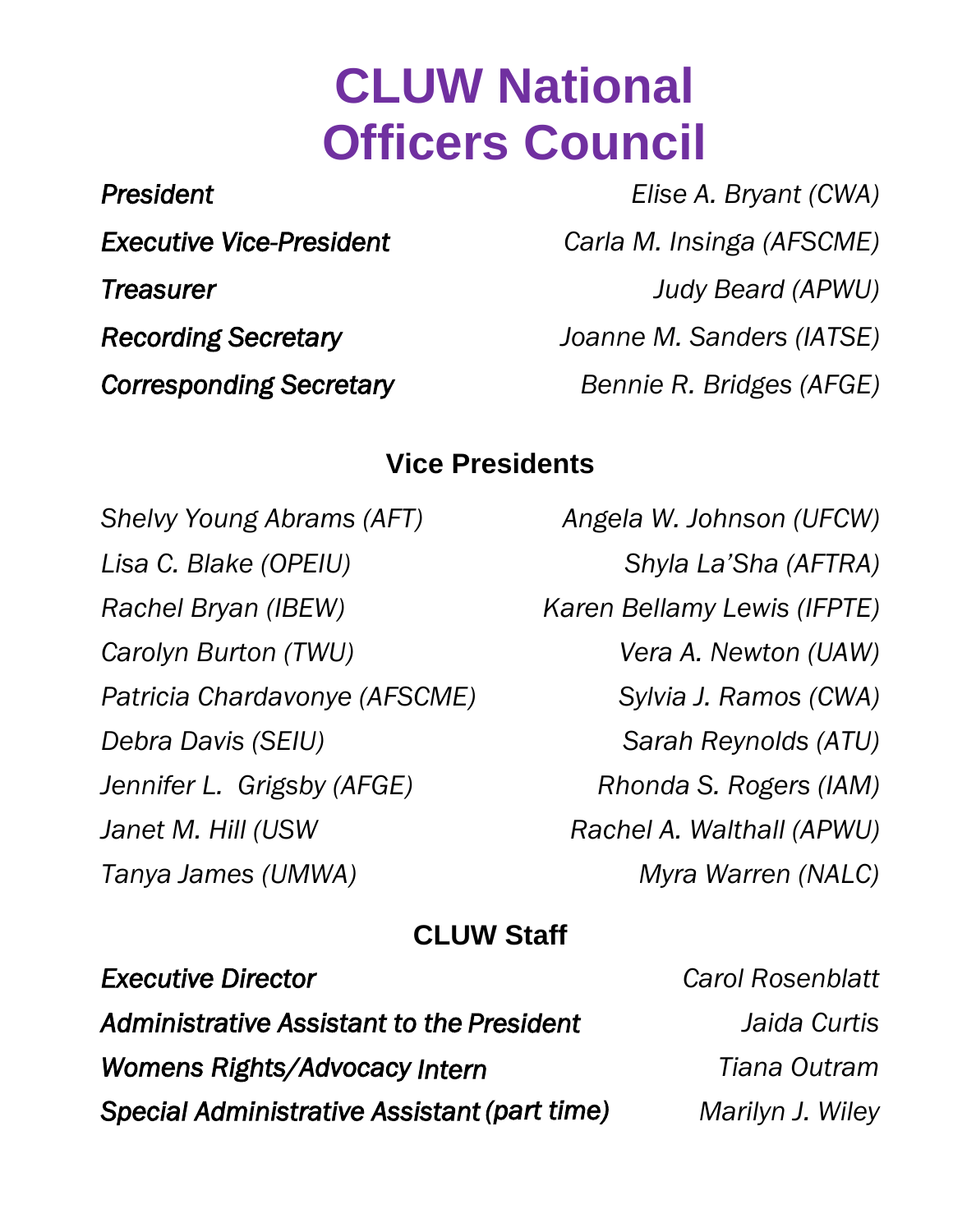# CLUW National Officers Council

*President* — *Elise A. Bryant (CWA)*

*Executive Vice-President* — *Carla M. Insinga (AFSCME)*

*Treasurer* — *Judy Beard (APWU)*

*Recording Secretary* — *Joanne M. Sanders (IATSE)*

*Corresponding Secretary* — *Bennie R. Bridges (AFGE)*

## Vice Presidents

*Shelvy Young Abrams (AFT)*
*Lisa C. Blake (OPEIU)*
*Rachel Bryan (IBEW)*
*Carolyn Burton (TWU)*
*Patricia Chardavonye (AFSCME)*
*Debra Davis (SEIU)*
*Jennifer L. Grigsby (AFGE)*
*Janet M. Hill (USW*
*Tanya James (UMWA)*
*Angela W. Johnson (UFCW)*
*Shyla La'Sha (AFTRA)*
*Karen Bellamy Lewis (IFPTE)*
*Vera A. Newton (UAW)*
*Sylvia J. Ramos (CWA)*
*Sarah Reynolds (ATU)*
*Rhonda S. Rogers (IAM)*
*Rachel A. Walthall (APWU)*
*Myra Warren (NALC)*

## CLUW Staff

*Executive Director* — *Carol Rosenblatt*

*Administrative Assistant to the President* — *Jaida Curtis*

*Womens Rights/Advocacy Intern* — *Tiana Outram*

*Special Administrative Assistant (part time)* — *Marilyn J. Wiley*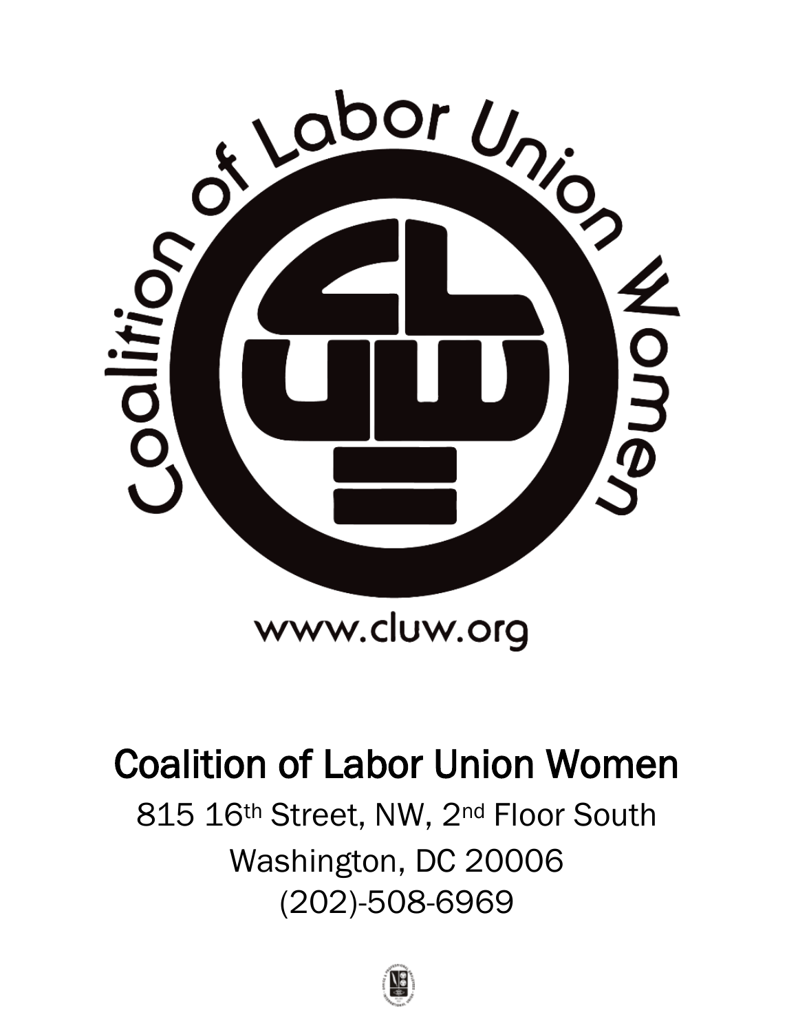Coalition of Labor Union Women

www.cluw.org

# Coalition of Labor Union Women

815 16th Street, NW, 2nd Floor South

Washington, DC 20006

(202)-508-6969